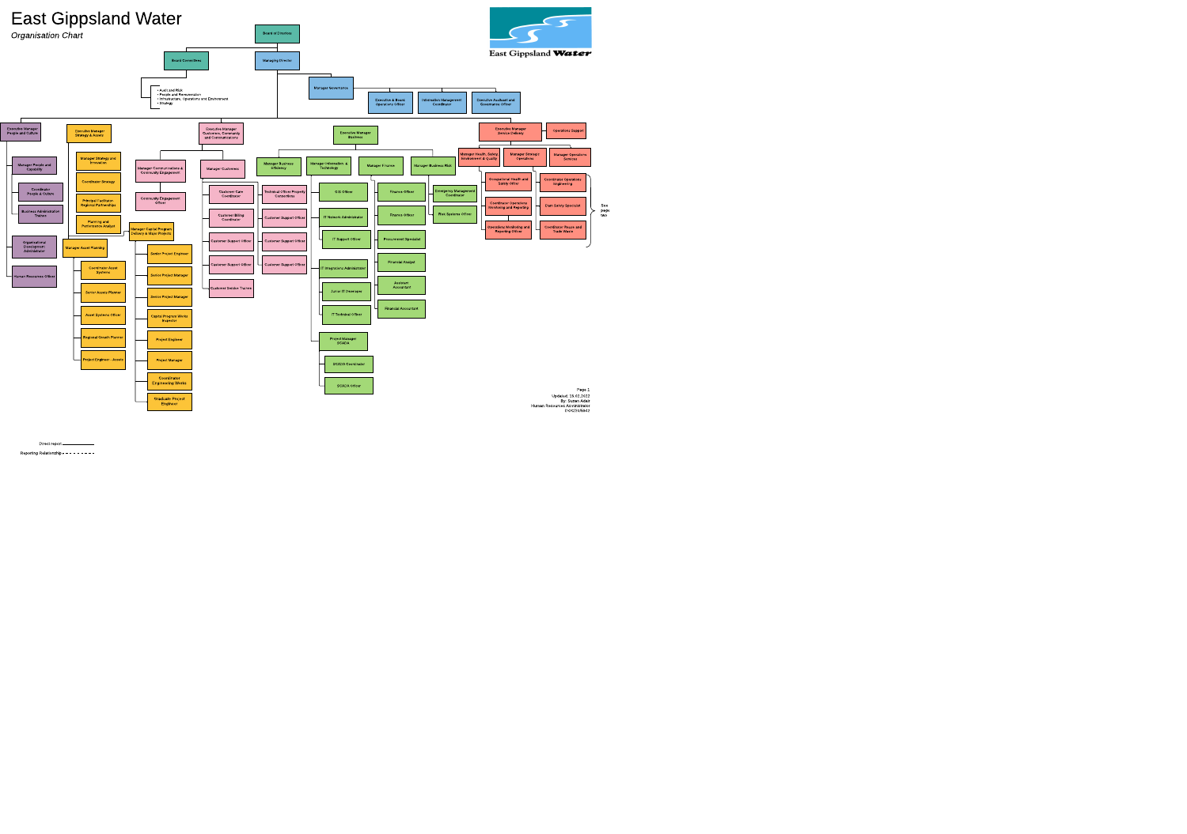# East Gippsland Water

*Organisation Chart*

- Board of Directors
  - Board Committees
    - Audit and Risk
    - People and Remuneration
    - Infrastructure, Operations and Environment
    - Strategy
  - Managing Director
    - Manager Governance
      - Executive & Board Operations Officer
      - Information Management Coordinator
      - Executive Assistant and Governance Officer
    - Executive Manager People and Culture
      - Manager People and Capability
        - Coordinator People & Culture
        - Business Administration Trainee
      - Organisational Development Administrator
      - Human Resources Officer
    - Executive Manager Strategy & Assets
      - Manager Strategy and Innovation
        - Coordinator Strategy
        - Principal Facilitator Regional Partnerships
        - Planning and Performance Analyst
      - Manager Asset Planning
        - Coordinator Asset Systems
        - Senior Assets Planner
        - Asset Systems Officer
        - Regional Growth Planner
        - Project Engineer - Assets
      - Manager Capital Program Delivery & Major Projects
        - Senior Project Engineer
        - Senior Project Manager
        - Senior Project Manager
        - Capital Program Works Inspector
        - Project Engineer
        - Project Manager
        - Coordinator Engineering Works
        - Graduate Project Engineer
    - Executive Manager Customers, Community and Communications
      - Manager Communications & Community Engagement
        - Community Engagement Officer
      - Manager Customers
        - Customer Care Coordinator
        - Customer Billing Coordinator
        - Customer Support Officer
        - Customer Support Officer
        - Customer Service Trainee
        - Technical Officer Property Connections
        - Customer Support Officer
        - Customer Support Officer
        - Customer Support Officer
    - Executive Manager Business
      - Manager Business Efficiency
      - Manager Information & Technology
        - GIS Officer
        - IT Network Administrator
          - IT Support Officer
        - IT Integrations Administrator
          - Junior IT Developer
          - IT Technical Officer
        - Project Manager SCADA
          - SCADA Coordinator
          - SCADA Officer
      - Manager Finance
        - Finance Officer
        - Finance Officer
        - Procurement Specialist
        - Financial Analyst
        - Assistant Accountant
        - Financial Accountant
      - Manager Business Risk
        - Emergency Management Coordinator
        - Risk Systems Officer
    - Executive Manager Service Delivery
      - Operations Support
      - Manager Health, Safety, Environment & Quality
        - Occupational Health and Safety Officer
        - Coordinator Operations Monitoring and Reporting
        - Operations Monitoring and Reporting Officer
      - Manager Strategic Operations
        - Coordinator Operations Engineering
        - Dam Safety Specialist
        - Coordinator Reuse and Trade Waste
      - Manager Operations Services
        - See page two

Page 1
Updated: 15.02.2022
By: Susan Adair
Human Resources Administrator
D-0X/XX5843

Direct report ———
Reporting Relationship - - - - - - -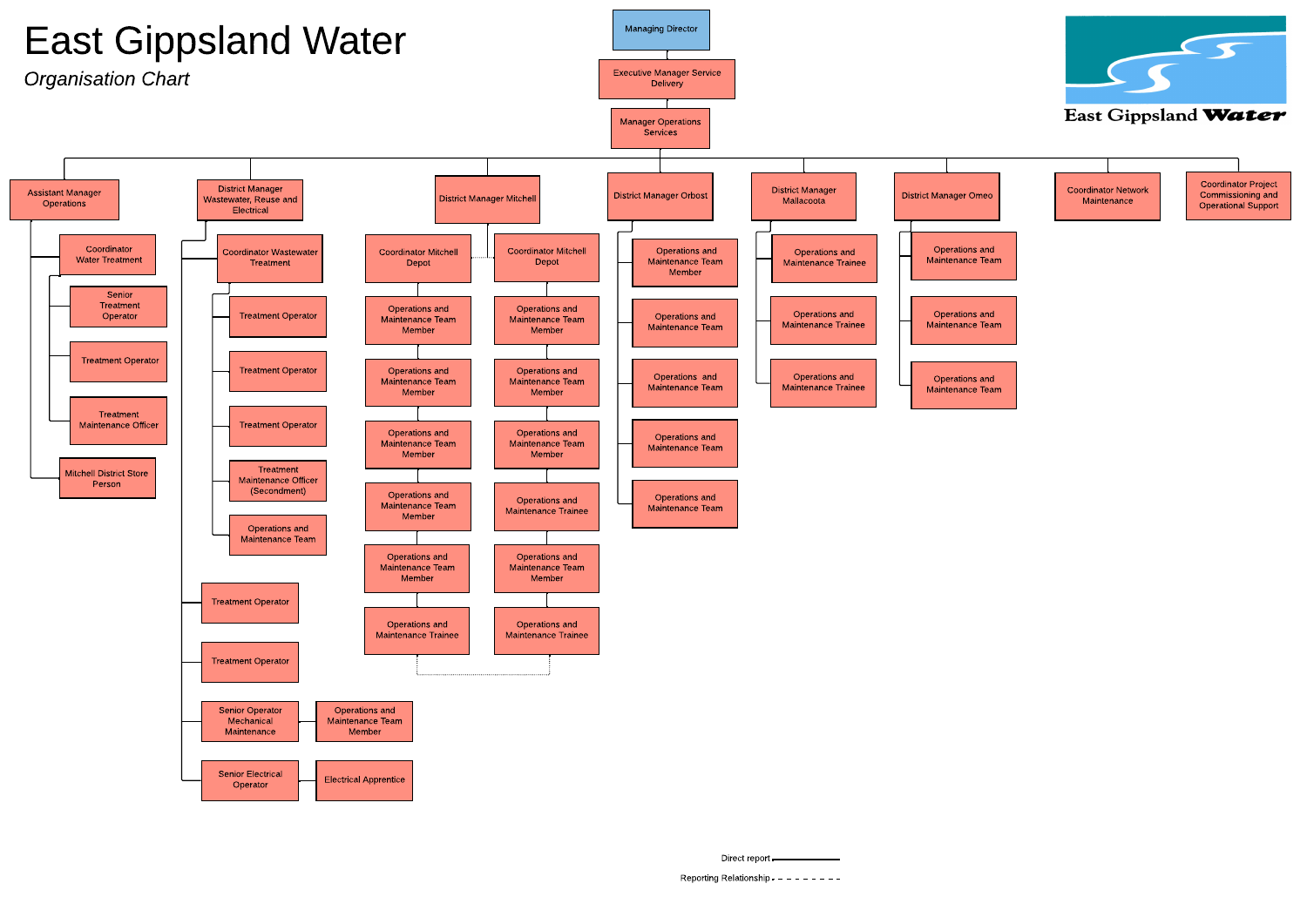# East Gippsland Water

*Organisation Chart*

East Gippsland Water

- Managing Director
  - Executive Manager Service Delivery
    - Manager Operations Services
      - Assistant Manager Operations
        - Coordinator Water Treatment
          - Senior Treatment Operator
          - Treatment Operator
          - Treatment Maintenance Officer
        - Mitchell District Store Person
      - District Manager Wastewater, Reuse and Electrical
        - Coordinator Wastewater Treatment
          - Treatment Operator
          - Treatment Operator
          - Treatment Operator
          - Treatment Maintenance Officer (Secondment)
          - Operations and Maintenance Team
        - Treatment Operator
        - Treatment Operator
        - Senior Operator Mechanical Maintenance
          - Operations and Maintenance Team Member
        - Senior Electrical Operator
          - Electrical Apprentice
      - District Manager Mitchell
        - Coordinator Mitchell Depot
          - Operations and Maintenance Team Member
          - Operations and Maintenance Team Member
          - Operations and Maintenance Team Member
          - Operations and Maintenance Team Member
          - Operations and Maintenance Team Member
          - Operations and Maintenance Trainee
        - Coordinator Mitchell Depot
          - Operations and Maintenance Team Member
          - Operations and Maintenance Team Member
          - Operations and Maintenance Team Member
          - Operations and Maintenance Trainee
          - Operations and Maintenance Team Member
          - Operations and Maintenance Trainee
      - District Manager Orbost
        - Operations and Maintenance Team Member
        - Operations and Maintenance Team
        - Operations and Maintenance Team
        - Operations and Maintenance Team
        - Operations and Maintenance Team
      - District Manager Mallacoota
        - Operations and Maintenance Trainee
        - Operations and Maintenance Trainee
        - Operations and Maintenance Trainee
      - District Manager Omeo
        - Operations and Maintenance Team
        - Operations and Maintenance Team
        - Operations and Maintenance Team
      - Coordinator Network Maintenance
      - Coordinator Project Commissioning and Operational Support

Direct report

Reporting Relationship